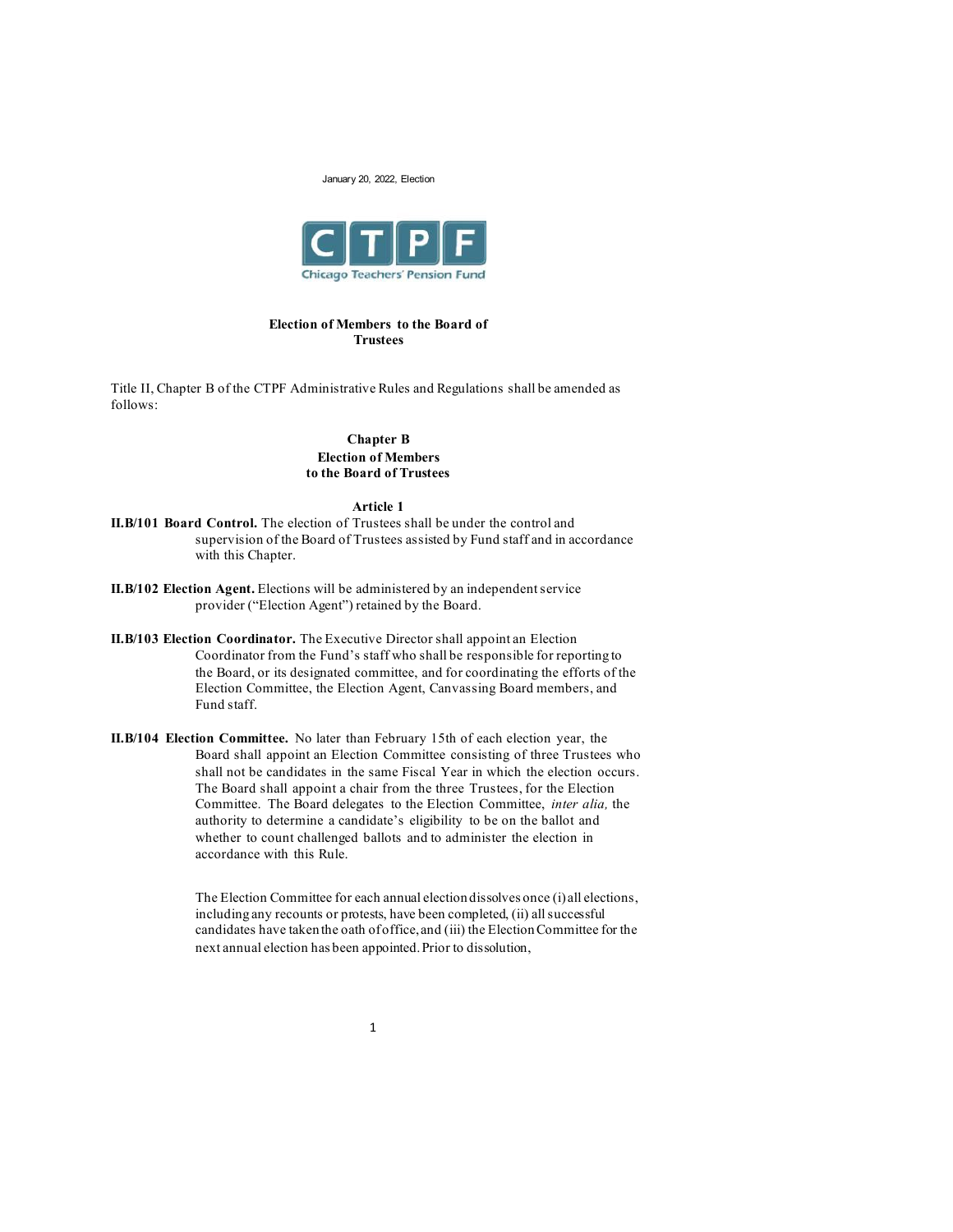January 20, 2022, Election

CTPF
Chicago Teachers' Pension Fund

# Election of Members to the Board of Trustees

Title II, Chapter B of the CTPF Administrative Rules and Regulations shall be amended as follows:

## Chapter B
## Election of Members to the Board of Trustees

### Article 1

**II.B/101 Board Control.** The election of Trustees shall be under the control and supervision of the Board of Trustees assisted by Fund staff and in accordance with this Chapter.

**II.B/102 Election Agent.** Elections will be administered by an independent service provider ("Election Agent") retained by the Board.

**II.B/103 Election Coordinator.** The Executive Director shall appoint an Election Coordinator from the Fund's staff who shall be responsible for reporting to the Board, or its designated committee, and for coordinating the efforts of the Election Committee, the Election Agent, Canvassing Board members, and Fund staff.

**II.B/104 Election Committee.** No later than February 15th of each election year, the Board shall appoint an Election Committee consisting of three Trustees who shall not be candidates in the same Fiscal Year in which the election occurs. The Board shall appoint a chair from the three Trustees, for the Election Committee. The Board delegates to the Election Committee, *inter alia,* the authority to determine a candidate's eligibility to be on the ballot and whether to count challenged ballots and to administer the election in accordance with this Rule.

The Election Committee for each annual election dissolves once (i) all elections, including any recounts or protests, have been completed, (ii) all successful candidates have taken the oath of office, and (iii) the Election Committee for the next annual election has been appointed. Prior to dissolution,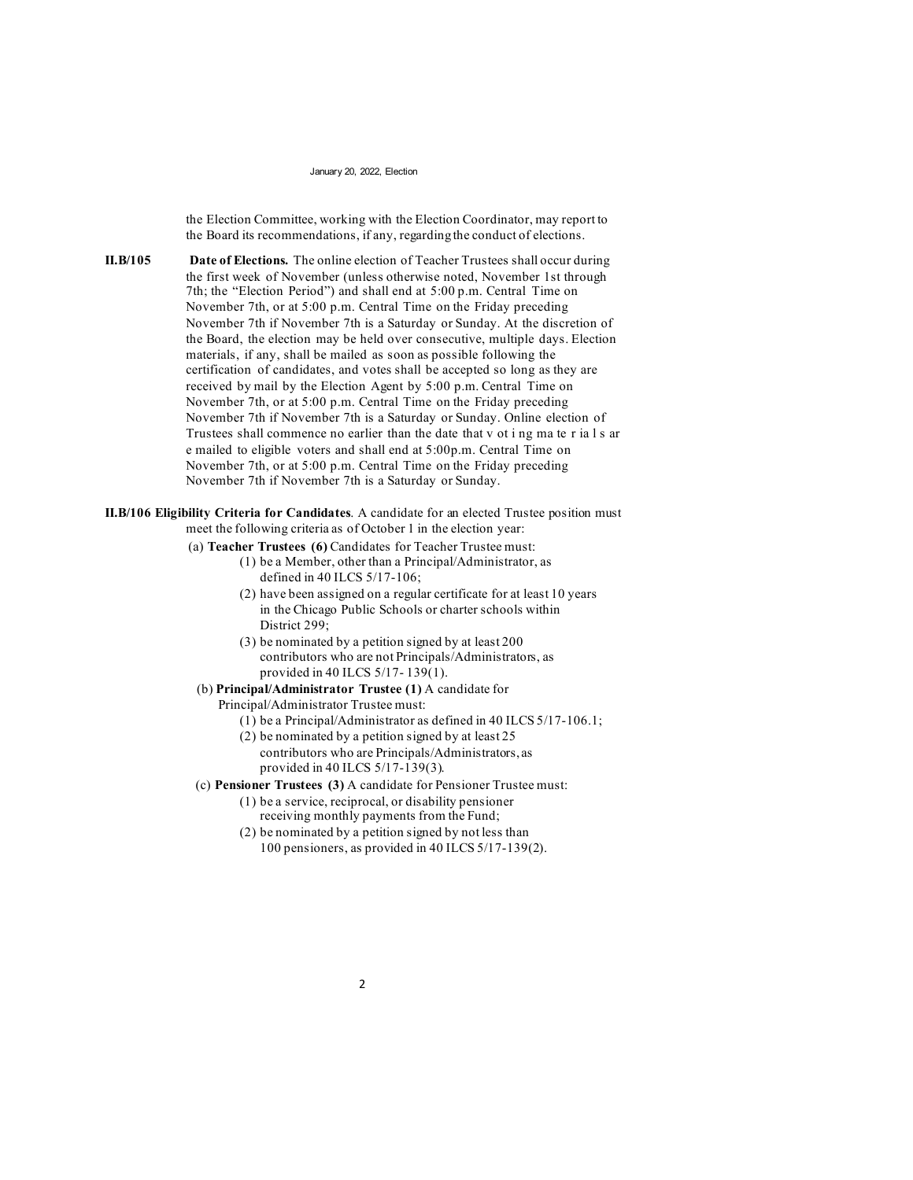the Election Committee, working with the Election Coordinator, may report to the Board its recommendations, if any, regarding the conduct of elections.

**II.B/105 Date of Elections.** The online election of Teacher Trustees shall occur during the first week of November (unless otherwise noted, November 1st through 7th; the "Election Period") and shall end at 5:00 p.m. Central Time on November 7th, or at 5:00 p.m. Central Time on the Friday preceding November 7th if November 7th is a Saturday or Sunday. At the discretion of the Board, the election may be held over consecutive, multiple days. Election materials, if any, shall be mailed as soon as possible following the certification of candidates, and votes shall be accepted so long as they are received by mail by the Election Agent by 5:00 p.m. Central Time on November 7th, or at 5:00 p.m. Central Time on the Friday preceding November 7th if November 7th is a Saturday or Sunday. Online election of Trustees shall commence no earlier than the date that voting materials are mailed to eligible voters and shall end at 5:00p.m. Central Time on November 7th, or at 5:00 p.m. Central Time on the Friday preceding November 7th if November 7th is a Saturday or Sunday.

**II.B/106 Eligibility Criteria for Candidates**. A candidate for an elected Trustee position must meet the following criteria as of October 1 in the election year:

(a) **Teacher Trustees (6)** Candidates for Teacher Trustee must:

- (1) be a Member, other than a Principal/Administrator, as defined in 40 ILCS 5/17-106;
- (2) have been assigned on a regular certificate for at least 10 years in the Chicago Public Schools or charter schools within District 299;
- (3) be nominated by a petition signed by at least 200 contributors who are not Principals/Administrators, as provided in 40 ILCS 5/17- 139(1).

(b) **Principal/Administrator Trustee (1)** A candidate for Principal/Administrator Trustee must:

- (1) be a Principal/Administrator as defined in 40 ILCS 5/17-106.1;
- (2) be nominated by a petition signed by at least 25 contributors who are Principals/Administrators, as provided in 40 ILCS 5/17-139(3).

(c) **Pensioner Trustees (3)** A candidate for Pensioner Trustee must:

- (1) be a service, reciprocal, or disability pensioner receiving monthly payments from the Fund;
- (2) be nominated by a petition signed by not less than 100 pensioners, as provided in 40 ILCS 5/17-139(2).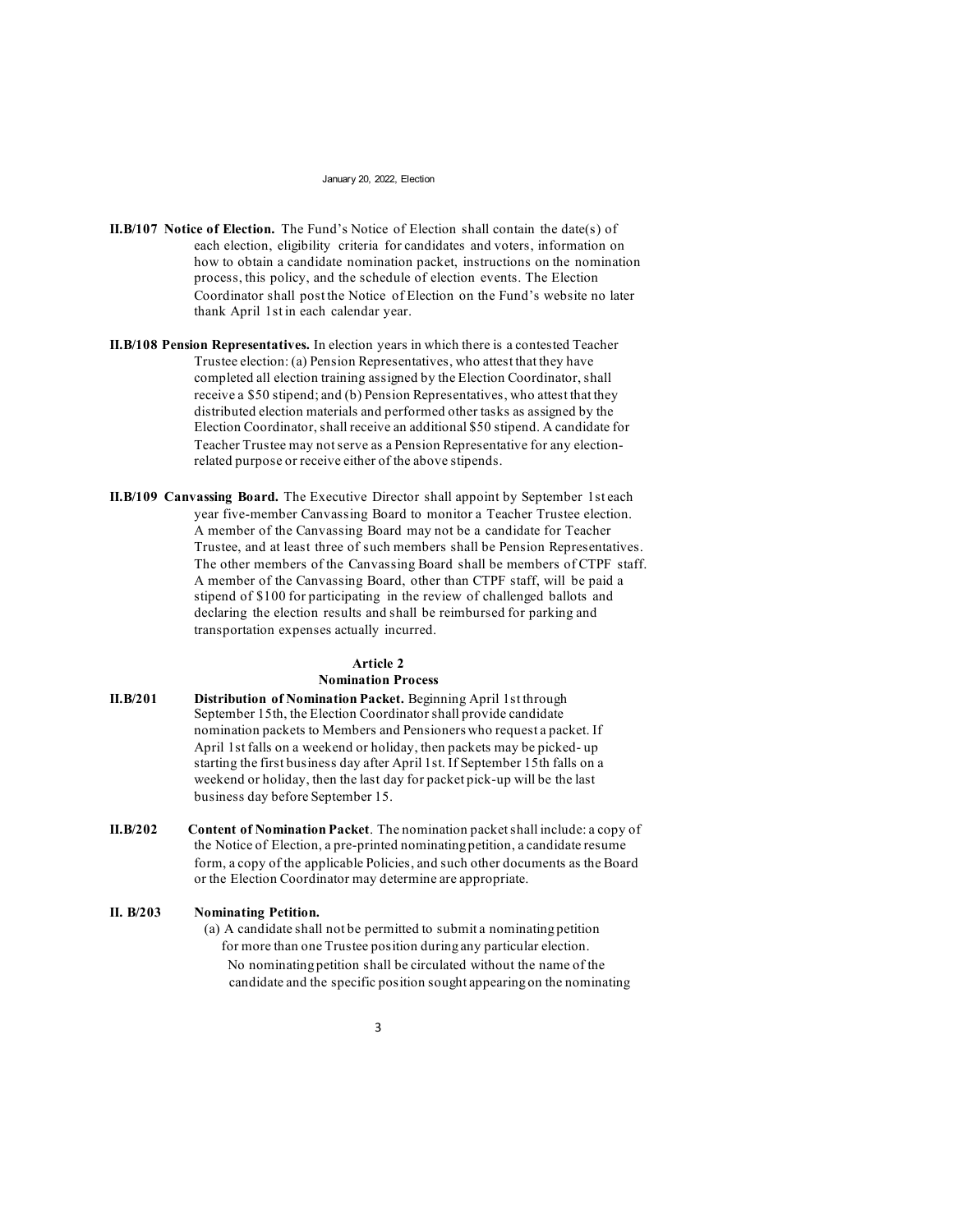**II.B/107 Notice of Election.** The Fund's Notice of Election shall contain the date(s) of each election, eligibility criteria for candidates and voters, information on how to obtain a candidate nomination packet, instructions on the nomination process, this policy, and the schedule of election events. The Election Coordinator shall post the Notice of Election on the Fund's website no later thank April 1st in each calendar year.

**II.B/108 Pension Representatives.** In election years in which there is a contested Teacher Trustee election: (a) Pension Representatives, who attest that they have completed all election training assigned by the Election Coordinator, shall receive a $50 stipend; and (b) Pension Representatives, who attest that they distributed election materials and performed other tasks as assigned by the Election Coordinator, shall receive an additional $50 stipend. A candidate for Teacher Trustee may not serve as a Pension Representative for any election-related purpose or receive either of the above stipends.

**II.B/109 Canvassing Board.** The Executive Director shall appoint by September 1st each year five-member Canvassing Board to monitor a Teacher Trustee election. A member of the Canvassing Board may not be a candidate for Teacher Trustee, and at least three of such members shall be Pension Representatives. The other members of the Canvassing Board shall be members of CTPF staff. A member of the Canvassing Board, other than CTPF staff, will be paid a stipend of $100 for participating in the review of challenged ballots and declaring the election results and shall be reimbursed for parking and transportation expenses actually incurred.

## Article 2
## Nomination Process

**II.B/201 Distribution of Nomination Packet.** Beginning April 1st through September 15th, the Election Coordinator shall provide candidate nomination packets to Members and Pensioners who request a packet. If April 1st falls on a weekend or holiday, then packets may be picked- up starting the first business day after April 1st. If September 15th falls on a weekend or holiday, then the last day for packet pick-up will be the last business day before September 15.

**II.B/202 Content of Nomination Packet**. The nomination packet shall include: a copy of the Notice of Election, a pre-printed nominating petition, a candidate resume form, a copy of the applicable Policies, and such other documents as the Board or the Election Coordinator may determine are appropriate.

**II. B/203 Nominating Petition.**

(a) A candidate shall not be permitted to submit a nominating petition for more than one Trustee position during any particular election. No nominating petition shall be circulated without the name of the candidate and the specific position sought appearing on the nominating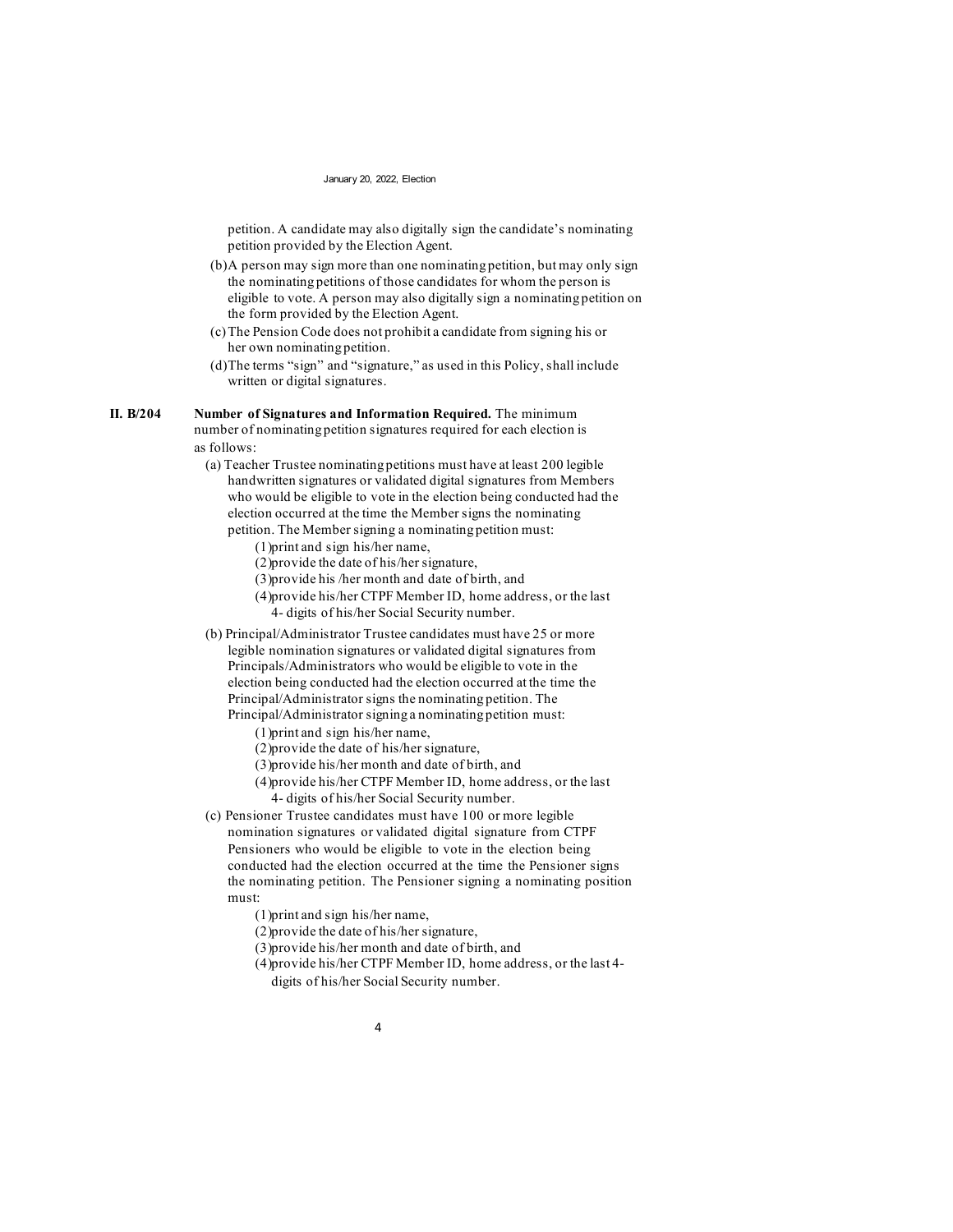petition. A candidate may also digitally sign the candidate's nominating petition provided by the Election Agent.

(b) A person may sign more than one nominating petition, but may only sign the nominating petitions of those candidates for whom the person is eligible to vote. A person may also digitally sign a nominating petition on the form provided by the Election Agent.

(c) The Pension Code does not prohibit a candidate from signing his or her own nominating petition.

(d) The terms "sign" and "signature," as used in this Policy, shall include written or digital signatures.

**II. B/204 Number of Signatures and Information Required.** The minimum number of nominating petition signatures required for each election is as follows:

(a) Teacher Trustee nominating petitions must have at least 200 legible handwritten signatures or validated digital signatures from Members who would be eligible to vote in the election being conducted had the election occurred at the time the Member signs the nominating petition. The Member signing a nominating petition must:

- (1) print and sign his/her name,
- (2) provide the date of his/her signature,
- (3) provide his /her month and date of birth, and
- (4) provide his/her CTPF Member ID, home address, or the last 4- digits of his/her Social Security number.

(b) Principal/Administrator Trustee candidates must have 25 or more legible nomination signatures or validated digital signatures from Principals/Administrators who would be eligible to vote in the election being conducted had the election occurred at the time the Principal/Administrator signs the nominating petition. The Principal/Administrator signing a nominating petition must:

- (1) print and sign his/her name,
- (2) provide the date of his/her signature,
- (3) provide his/her month and date of birth, and
- (4) provide his/her CTPF Member ID, home address, or the last 4- digits of his/her Social Security number.

(c) Pensioner Trustee candidates must have 100 or more legible nomination signatures or validated digital signature from CTPF Pensioners who would be eligible to vote in the election being conducted had the election occurred at the time the Pensioner signs the nominating petition. The Pensioner signing a nominating position must:

- (1) print and sign his/her name,
- (2) provide the date of his/her signature,
- (3) provide his/her month and date of birth, and
- (4) provide his/her CTPF Member ID, home address, or the last 4- digits of his/her Social Security number.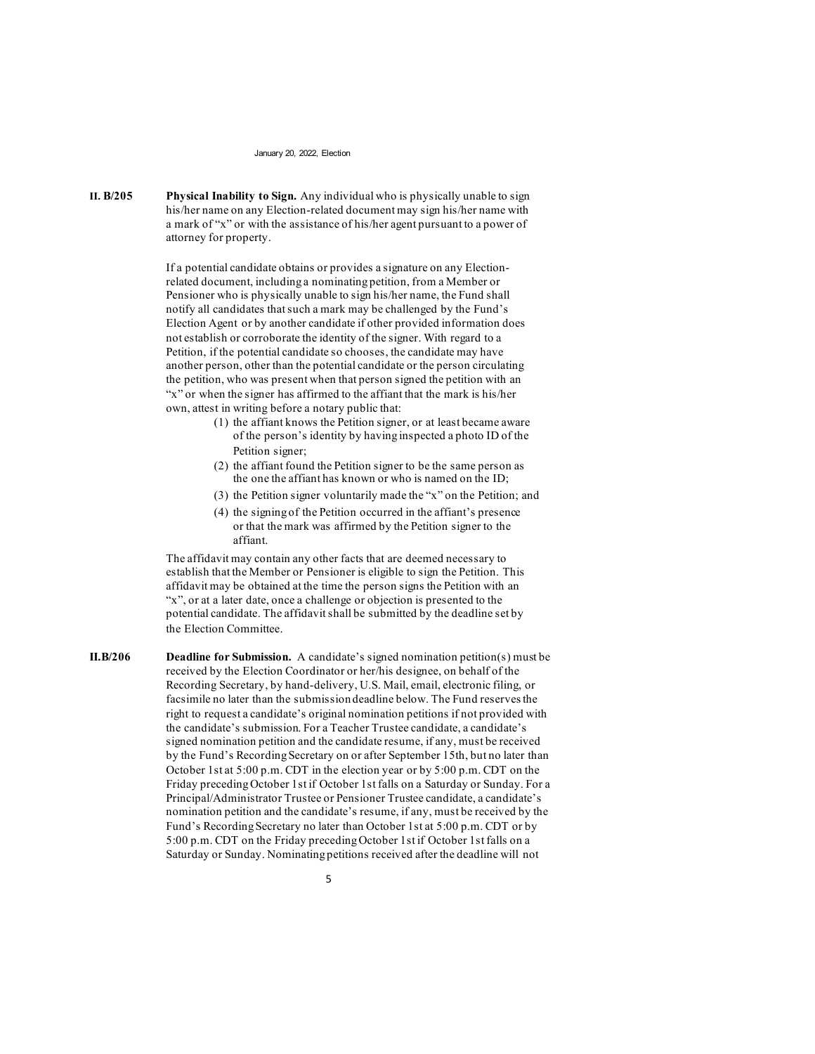**II. B/205** **Physical Inability to Sign.** Any individual who is physically unable to sign his/her name on any Election-related document may sign his/her name with a mark of "x" or with the assistance of his/her agent pursuant to a power of attorney for property.

If a potential candidate obtains or provides a signature on any Election-related document, including a nominating petition, from a Member or Pensioner who is physically unable to sign his/her name, the Fund shall notify all candidates that such a mark may be challenged by the Fund's Election Agent or by another candidate if other provided information does not establish or corroborate the identity of the signer. With regard to a Petition, if the potential candidate so chooses, the candidate may have another person, other than the potential candidate or the person circulating the petition, who was present when that person signed the petition with an "x" or when the signer has affirmed to the affiant that the mark is his/her own, attest in writing before a notary public that:

(1) the affiant knows the Petition signer, or at least became aware of the person's identity by having inspected a photo ID of the Petition signer;
(2) the affiant found the Petition signer to be the same person as the one the affiant has known or who is named on the ID;
(3) the Petition signer voluntarily made the "x" on the Petition; and
(4) the signing of the Petition occurred in the affiant's presence or that the mark was affirmed by the Petition signer to the affiant.

The affidavit may contain any other facts that are deemed necessary to establish that the Member or Pensioner is eligible to sign the Petition. This affidavit may be obtained at the time the person signs the Petition with an "x", or at a later date, once a challenge or objection is presented to the potential candidate. The affidavit shall be submitted by the deadline set by the Election Committee.

**II.B/206** **Deadline for Submission.** A candidate's signed nomination petition(s) must be received by the Election Coordinator or her/his designee, on behalf of the Recording Secretary, by hand-delivery, U.S. Mail, email, electronic filing, or facsimile no later than the submission deadline below. The Fund reserves the right to request a candidate's original nomination petitions if not provided with the candidate's submission. For a Teacher Trustee candidate, a candidate's signed nomination petition and the candidate resume, if any, must be received by the Fund's Recording Secretary on or after September 15th, but no later than October 1st at 5:00 p.m. CDT in the election year or by 5:00 p.m. CDT on the Friday preceding October 1st if October 1st falls on a Saturday or Sunday. For a Principal/Administrator Trustee or Pensioner Trustee candidate, a candidate's nomination petition and the candidate's resume, if any, must be received by the Fund's Recording Secretary no later than October 1st at 5:00 p.m. CDT or by 5:00 p.m. CDT on the Friday preceding October 1st if October 1st falls on a Saturday or Sunday. Nominating petitions received after the deadline will not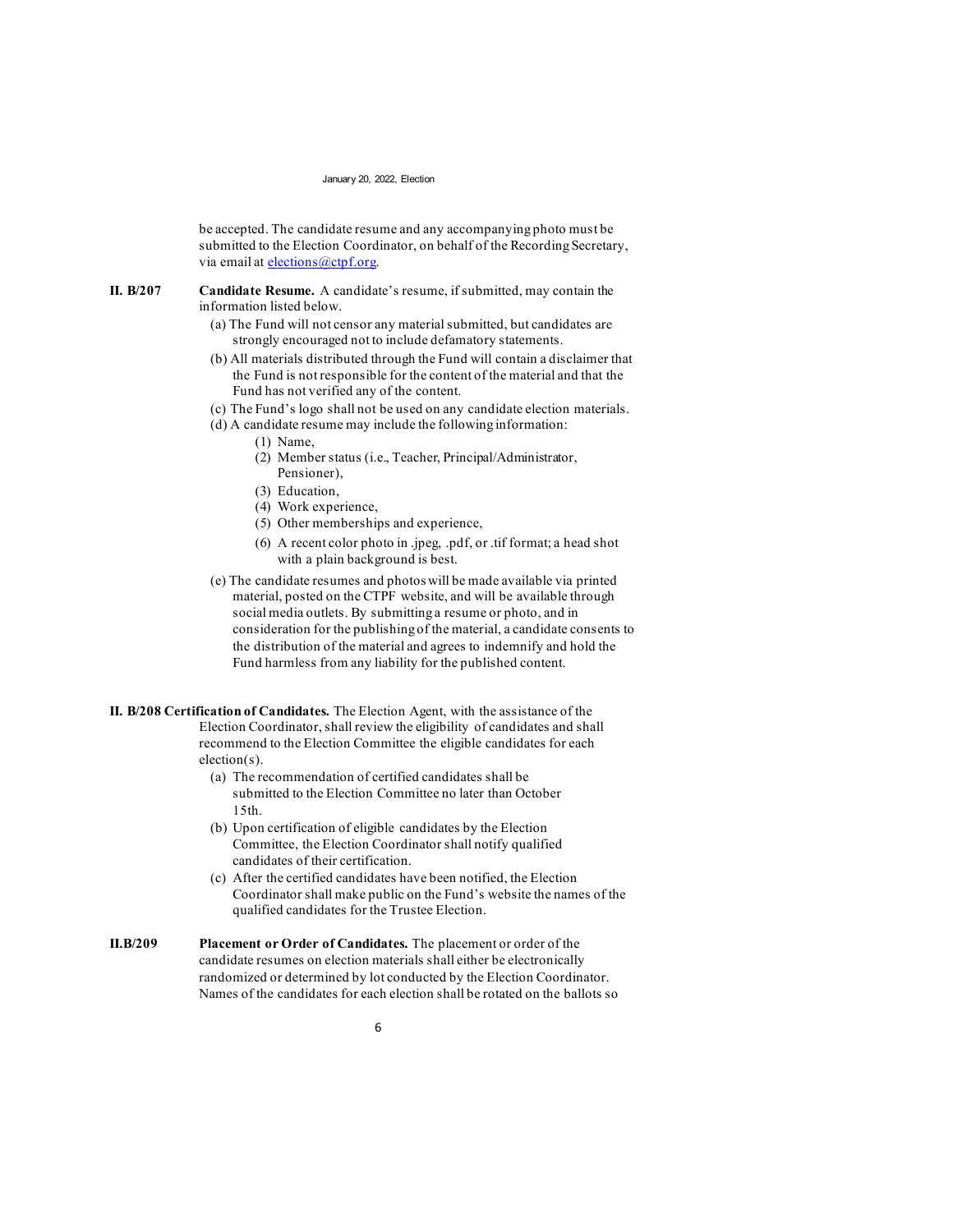be accepted. The candidate resume and any accompanying photo must be submitted to the Election Coordinator, on behalf of the Recording Secretary, via email at elections@ctpf.org.

**II. B/207 Candidate Resume.** A candidate's resume, if submitted, may contain the information listed below.

(a) The Fund will not censor any material submitted, but candidates are strongly encouraged not to include defamatory statements.

(b) All materials distributed through the Fund will contain a disclaimer that the Fund is not responsible for the content of the material and that the Fund has not verified any of the content.

(c) The Fund's logo shall not be used on any candidate election materials.

(d) A candidate resume may include the following information:

(1) Name,

(2) Member status (i.e., Teacher, Principal/Administrator, Pensioner),

(3) Education,

(4) Work experience,

(5) Other memberships and experience,

(6) A recent color photo in .jpeg, .pdf, or .tif format; a head shot with a plain background is best.

(e) The candidate resumes and photos will be made available via printed material, posted on the CTPF website, and will be available through social media outlets. By submitting a resume or photo, and in consideration for the publishing of the material, a candidate consents to the distribution of the material and agrees to indemnify and hold the Fund harmless from any liability for the published content.

**II. B/208 Certification of Candidates.** The Election Agent, with the assistance of the Election Coordinator, shall review the eligibility of candidates and shall recommend to the Election Committee the eligible candidates for each election(s).

(a) The recommendation of certified candidates shall be submitted to the Election Committee no later than October 15th.

(b) Upon certification of eligible candidates by the Election Committee, the Election Coordinator shall notify qualified candidates of their certification.

(c) After the certified candidates have been notified, the Election Coordinator shall make public on the Fund's website the names of the qualified candidates for the Trustee Election.

**II.B/209 Placement or Order of Candidates.** The placement or order of the candidate resumes on election materials shall either be electronically randomized or determined by lot conducted by the Election Coordinator. Names of the candidates for each election shall be rotated on the ballots so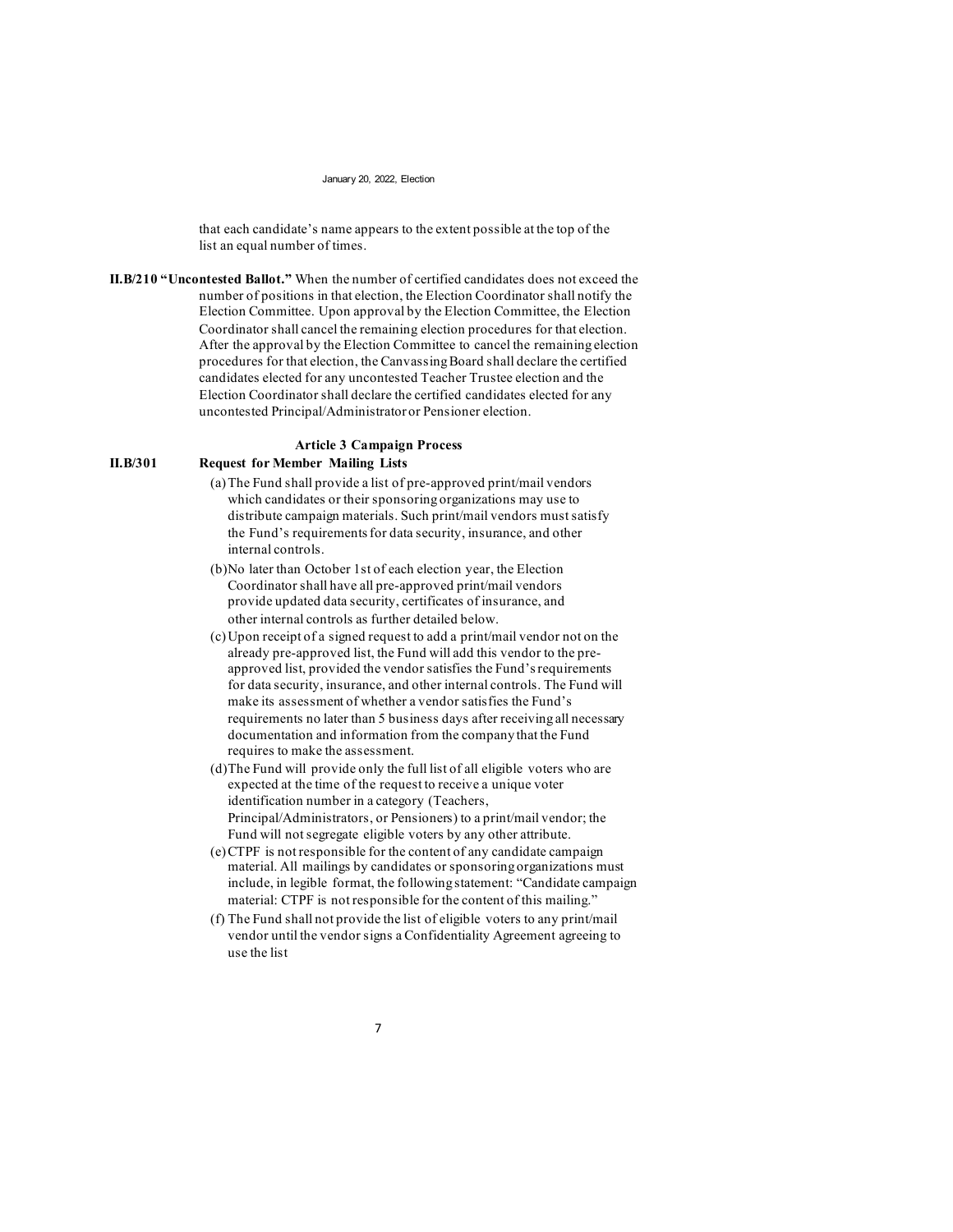that each candidate's name appears to the extent possible at the top of the list an equal number of times.

**II.B/210 "Uncontested Ballot."** When the number of certified candidates does not exceed the number of positions in that election, the Election Coordinator shall notify the Election Committee. Upon approval by the Election Committee, the Election Coordinator shall cancel the remaining election procedures for that election. After the approval by the Election Committee to cancel the remaining election procedures for that election, the Canvassing Board shall declare the certified candidates elected for any uncontested Teacher Trustee election and the Election Coordinator shall declare the certified candidates elected for any uncontested Principal/Administrator or Pensioner election.

### Article 3 Campaign Process

**II.B/301 Request for Member Mailing Lists**

(a) The Fund shall provide a list of pre-approved print/mail vendors which candidates or their sponsoring organizations may use to distribute campaign materials. Such print/mail vendors must satisfy the Fund's requirements for data security, insurance, and other internal controls.

(b) No later than October 1st of each election year, the Election Coordinator shall have all pre-approved print/mail vendors provide updated data security, certificates of insurance, and other internal controls as further detailed below.

(c) Upon receipt of a signed request to add a print/mail vendor not on the already pre-approved list, the Fund will add this vendor to the pre-approved list, provided the vendor satisfies the Fund's requirements for data security, insurance, and other internal controls. The Fund will make its assessment of whether a vendor satisfies the Fund's requirements no later than 5 business days after receiving all necessary documentation and information from the company that the Fund requires to make the assessment.

(d) The Fund will provide only the full list of all eligible voters who are expected at the time of the request to receive a unique voter identification number in a category (Teachers, Principal/Administrators, or Pensioners) to a print/mail vendor; the Fund will not segregate eligible voters by any other attribute.

(e) CTPF is not responsible for the content of any candidate campaign material. All mailings by candidates or sponsoring organizations must include, in legible format, the following statement: "Candidate campaign material: CTPF is not responsible for the content of this mailing."

(f) The Fund shall not provide the list of eligible voters to any print/mail vendor until the vendor signs a Confidentiality Agreement agreeing to use the list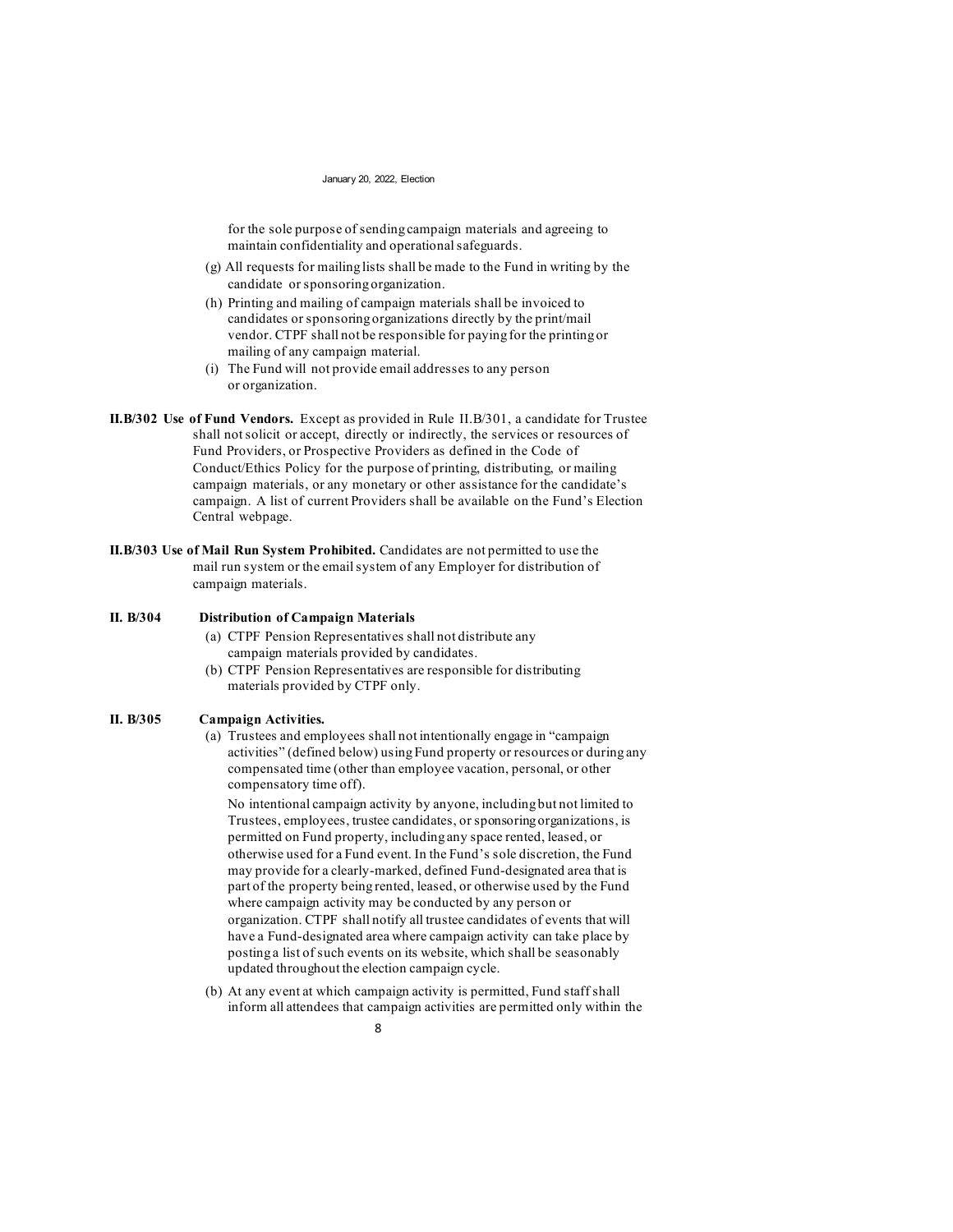for the sole purpose of sending campaign materials and agreeing to maintain confidentiality and operational safeguards.

(g) All requests for mailing lists shall be made to the Fund in writing by the candidate or sponsoring organization.

(h) Printing and mailing of campaign materials shall be invoiced to candidates or sponsoring organizations directly by the print/mail vendor. CTPF shall not be responsible for paying for the printing or mailing of any campaign material.

(i) The Fund will not provide email addresses to any person or organization.

**II.B/302 Use of Fund Vendors.** Except as provided in Rule II.B/301, a candidate for Trustee shall not solicit or accept, directly or indirectly, the services or resources of Fund Providers, or Prospective Providers as defined in the Code of Conduct/Ethics Policy for the purpose of printing, distributing, or mailing campaign materials, or any monetary or other assistance for the candidate's campaign. A list of current Providers shall be available on the Fund's Election Central webpage.

**II.B/303 Use of Mail Run System Prohibited.** Candidates are not permitted to use the mail run system or the email system of any Employer for distribution of campaign materials.

**II. B/304 Distribution of Campaign Materials**

(a) CTPF Pension Representatives shall not distribute any campaign materials provided by candidates.

(b) CTPF Pension Representatives are responsible for distributing materials provided by CTPF only.

**II. B/305 Campaign Activities.**

(a) Trustees and employees shall not intentionally engage in "campaign activities" (defined below) using Fund property or resources or during any compensated time (other than employee vacation, personal, or other compensatory time off).

No intentional campaign activity by anyone, including but not limited to Trustees, employees, trustee candidates, or sponsoring organizations, is permitted on Fund property, including any space rented, leased, or otherwise used for a Fund event. In the Fund's sole discretion, the Fund may provide for a clearly-marked, defined Fund-designated area that is part of the property being rented, leased, or otherwise used by the Fund where campaign activity may be conducted by any person or organization. CTPF shall notify all trustee candidates of events that will have a Fund-designated area where campaign activity can take place by posting a list of such events on its website, which shall be seasonably updated throughout the election campaign cycle.

(b) At any event at which campaign activity is permitted, Fund staff shall inform all attendees that campaign activities are permitted only within the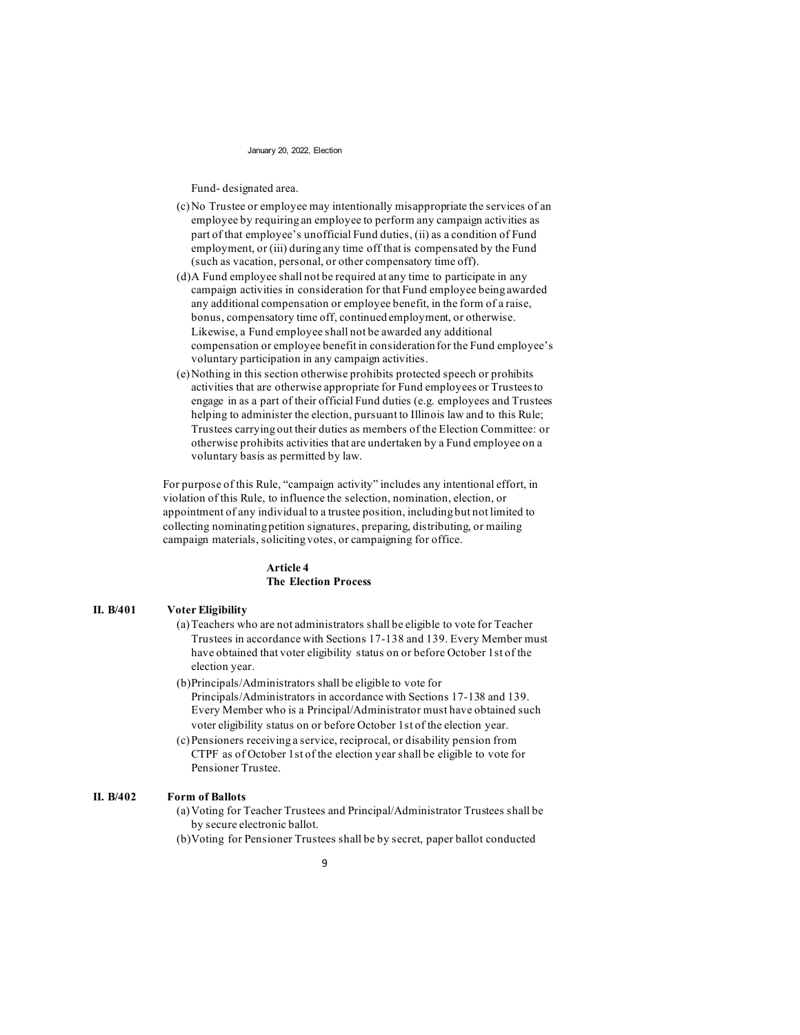Fund- designated area.

(c) No Trustee or employee may intentionally misappropriate the services of an employee by requiring an employee to perform any campaign activities as part of that employee's unofficial Fund duties, (ii) as a condition of Fund employment, or (iii) during any time off that is compensated by the Fund (such as vacation, personal, or other compensatory time off).

(d) A Fund employee shall not be required at any time to participate in any campaign activities in consideration for that Fund employee being awarded any additional compensation or employee benefit, in the form of a raise, bonus, compensatory time off, continued employment, or otherwise. Likewise, a Fund employee shall not be awarded any additional compensation or employee benefit in consideration for the Fund employee's voluntary participation in any campaign activities.

(e) Nothing in this section otherwise prohibits protected speech or prohibits activities that are otherwise appropriate for Fund employees or Trustees to engage in as a part of their official Fund duties (e.g. employees and Trustees helping to administer the election, pursuant to Illinois law and to this Rule; Trustees carrying out their duties as members of the Election Committee: or otherwise prohibits activities that are undertaken by a Fund employee on a voluntary basis as permitted by law.

For purpose of this Rule, "campaign activity" includes any intentional effort, in violation of this Rule, to influence the selection, nomination, election, or appointment of any individual to a trustee position, including but not limited to collecting nominating petition signatures, preparing, distributing, or mailing campaign materials, soliciting votes, or campaigning for office.

## Article 4
## The Election Process

**II. B/401 Voter Eligibility**

(a) Teachers who are not administrators shall be eligible to vote for Teacher Trustees in accordance with Sections 17-138 and 139. Every Member must have obtained that voter eligibility status on or before October 1st of the election year.

(b) Principals/Administrators shall be eligible to vote for Principals/Administrators in accordance with Sections 17-138 and 139. Every Member who is a Principal/Administrator must have obtained such voter eligibility status on or before October 1st of the election year.

(c) Pensioners receiving a service, reciprocal, or disability pension from CTPF as of October 1st of the election year shall be eligible to vote for Pensioner Trustee.

**II. B/402 Form of Ballots**

(a) Voting for Teacher Trustees and Principal/Administrator Trustees shall be by secure electronic ballot.

(b) Voting for Pensioner Trustees shall be by secret, paper ballot conducted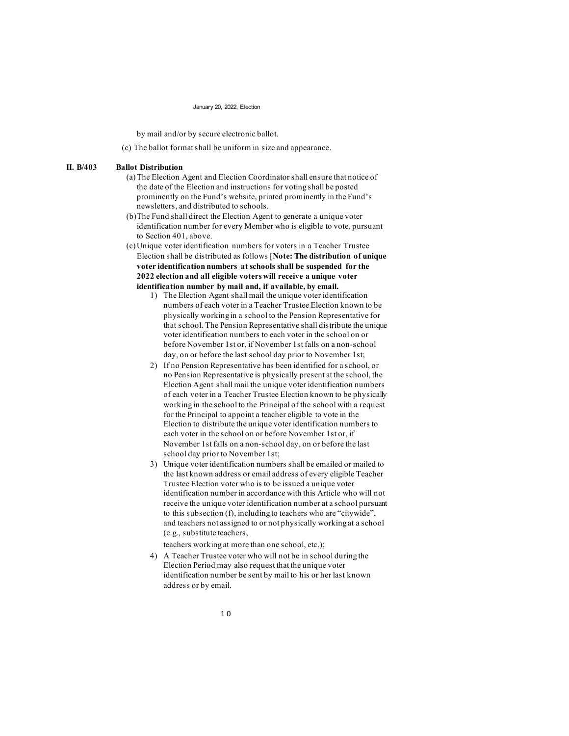by mail and/or by secure electronic ballot.

(c) The ballot format shall be uniform in size and appearance.

**II. B/403 Ballot Distribution**

(a) The Election Agent and Election Coordinator shall ensure that notice of the date of the Election and instructions for voting shall be posted prominently on the Fund's website, printed prominently in the Fund's newsletters, and distributed to schools.

(b) The Fund shall direct the Election Agent to generate a unique voter identification number for every Member who is eligible to vote, pursuant to Section 401, above.

(c) Unique voter identification numbers for voters in a Teacher Trustee Election shall be distributed as follows [**Note: The distribution of unique voter identification numbers at schools shall be suspended for the 2022 election and all eligible voters will receive a unique voter identification number by mail and, if available, by email.**

1) The Election Agent shall mail the unique voter identification numbers of each voter in a Teacher Trustee Election known to be physically working in a school to the Pension Representative for that school. The Pension Representative shall distribute the unique voter identification numbers to each voter in the school on or before November 1st or, if November 1st falls on a non-school day, on or before the last school day prior to November 1st;
2) If no Pension Representative has been identified for a school, or no Pension Representative is physically present at the school, the Election Agent shall mail the unique voter identification numbers of each voter in a Teacher Trustee Election known to be physically working in the school to the Principal of the school with a request for the Principal to appoint a teacher eligible to vote in the Election to distribute the unique voter identification numbers to each voter in the school on or before November 1st or, if November 1st falls on a non-school day, on or before the last school day prior to November 1st;
3) Unique voter identification numbers shall be emailed or mailed to the last known address or email address of every eligible Teacher Trustee Election voter who is to be issued a unique voter identification number in accordance with this Article who will not receive the unique voter identification number at a school pursuant to this subsection (f), including to teachers who are "citywide", and teachers not assigned to or not physically working at a school (e.g., substitute teachers, teachers working at more than one school, etc.);
4) A Teacher Trustee voter who will not be in school during the Election Period may also request that the unique voter identification number be sent by mail to his or her last known address or by email.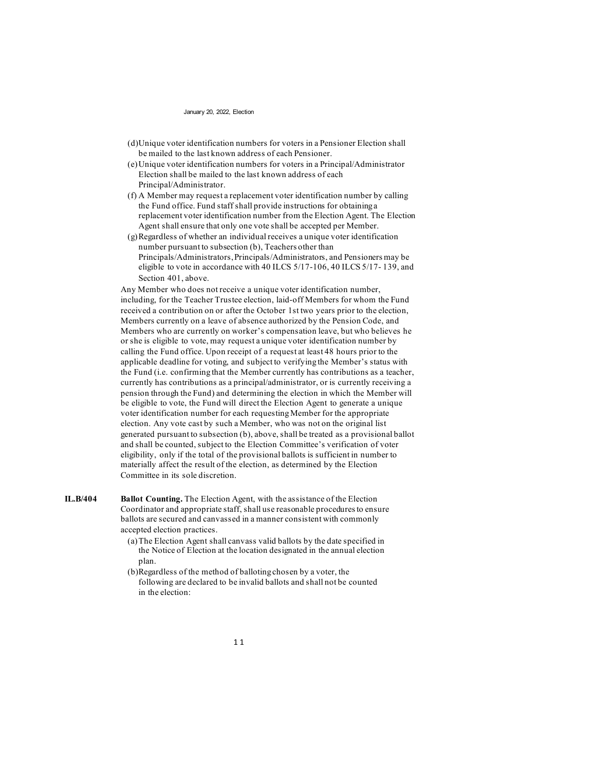(d) Unique voter identification numbers for voters in a Pensioner Election shall be mailed to the last known address of each Pensioner.

(e) Unique voter identification numbers for voters in a Principal/Administrator Election shall be mailed to the last known address of each Principal/Administrator.

(f) A Member may request a replacement voter identification number by calling the Fund office. Fund staff shall provide instructions for obtaining a replacement voter identification number from the Election Agent. The Election Agent shall ensure that only one vote shall be accepted per Member.

(g) Regardless of whether an individual receives a unique voter identification number pursuant to subsection (b), Teachers other than Principals/Administrators, Principals/Administrators, and Pensioners may be eligible to vote in accordance with 40 ILCS 5/17-106, 40 ILCS 5/17- 139, and Section 401, above.

Any Member who does not receive a unique voter identification number, including, for the Teacher Trustee election, laid-off Members for whom the Fund received a contribution on or after the October 1st two years prior to the election, Members currently on a leave of absence authorized by the Pension Code, and Members who are currently on worker's compensation leave, but who believes he or she is eligible to vote, may request a unique voter identification number by calling the Fund office. Upon receipt of a request at least 48 hours prior to the applicable deadline for voting, and subject to verifying the Member's status with the Fund (i.e. confirming that the Member currently has contributions as a teacher, currently has contributions as a principal/administrator, or is currently receiving a pension through the Fund) and determining the election in which the Member will be eligible to vote, the Fund will direct the Election Agent to generate a unique voter identification number for each requesting Member for the appropriate election. Any vote cast by such a Member, who was not on the original list generated pursuant to subsection (b), above, shall be treated as a provisional ballot and shall be counted, subject to the Election Committee's verification of voter eligibility, only if the total of the provisional ballots is sufficient in number to materially affect the result of the election, as determined by the Election Committee in its sole discretion.

**IL.B/404** **Ballot Counting.** The Election Agent, with the assistance of the Election Coordinator and appropriate staff, shall use reasonable procedures to ensure ballots are secured and canvassed in a manner consistent with commonly accepted election practices.

(a) The Election Agent shall canvass valid ballots by the date specified in the Notice of Election at the location designated in the annual election plan.

(b) Regardless of the method of balloting chosen by a voter, the following are declared to be invalid ballots and shall not be counted in the election: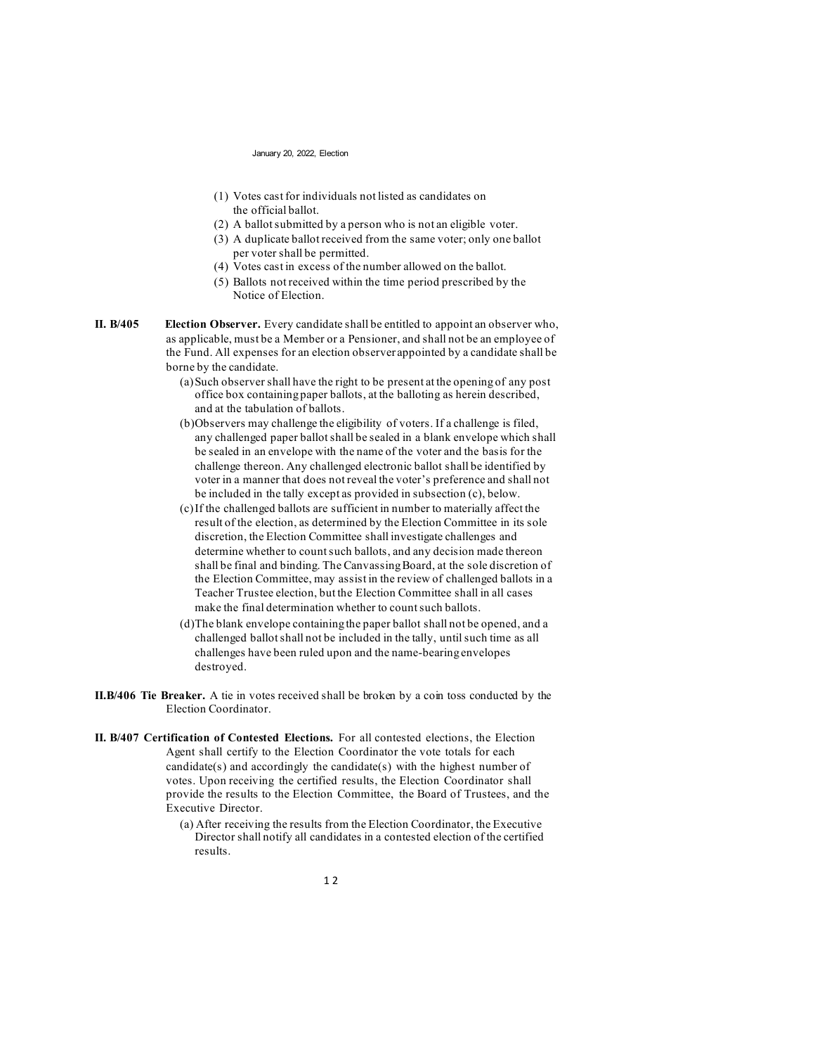(1) Votes cast for individuals not listed as candidates on the official ballot.
(2) A ballot submitted by a person who is not an eligible voter.
(3) A duplicate ballot received from the same voter; only one ballot per voter shall be permitted.
(4) Votes cast in excess of the number allowed on the ballot.
(5) Ballots not received within the time period prescribed by the Notice of Election.

**II. B/405 Election Observer.** Every candidate shall be entitled to appoint an observer who, as applicable, must be a Member or a Pensioner, and shall not be an employee of the Fund. All expenses for an election observer appointed by a candidate shall be borne by the candidate.

(a) Such observer shall have the right to be present at the opening of any post office box containing paper ballots, at the balloting as herein described, and at the tabulation of ballots.

(b) Observers may challenge the eligibility of voters. If a challenge is filed, any challenged paper ballot shall be sealed in a blank envelope which shall be sealed in an envelope with the name of the voter and the basis for the challenge thereon. Any challenged electronic ballot shall be identified by voter in a manner that does not reveal the voter's preference and shall not be included in the tally except as provided in subsection (c), below.

(c) If the challenged ballots are sufficient in number to materially affect the result of the election, as determined by the Election Committee in its sole discretion, the Election Committee shall investigate challenges and determine whether to count such ballots, and any decision made thereon shall be final and binding. The Canvassing Board, at the sole discretion of the Election Committee, may assist in the review of challenged ballots in a Teacher Trustee election, but the Election Committee shall in all cases make the final determination whether to count such ballots.

(d) The blank envelope containing the paper ballot shall not be opened, and a challenged ballot shall not be included in the tally, until such time as all challenges have been ruled upon and the name-bearing envelopes destroyed.

**II.B/406 Tie Breaker.** A tie in votes received shall be broken by a coin toss conducted by the Election Coordinator.

**II. B/407 Certification of Contested Elections.** For all contested elections, the Election Agent shall certify to the Election Coordinator the vote totals for each candidate(s) and accordingly the candidate(s) with the highest number of votes. Upon receiving the certified results, the Election Coordinator shall provide the results to the Election Committee, the Board of Trustees, and the Executive Director.

(a) After receiving the results from the Election Coordinator, the Executive Director shall notify all candidates in a contested election of the certified results.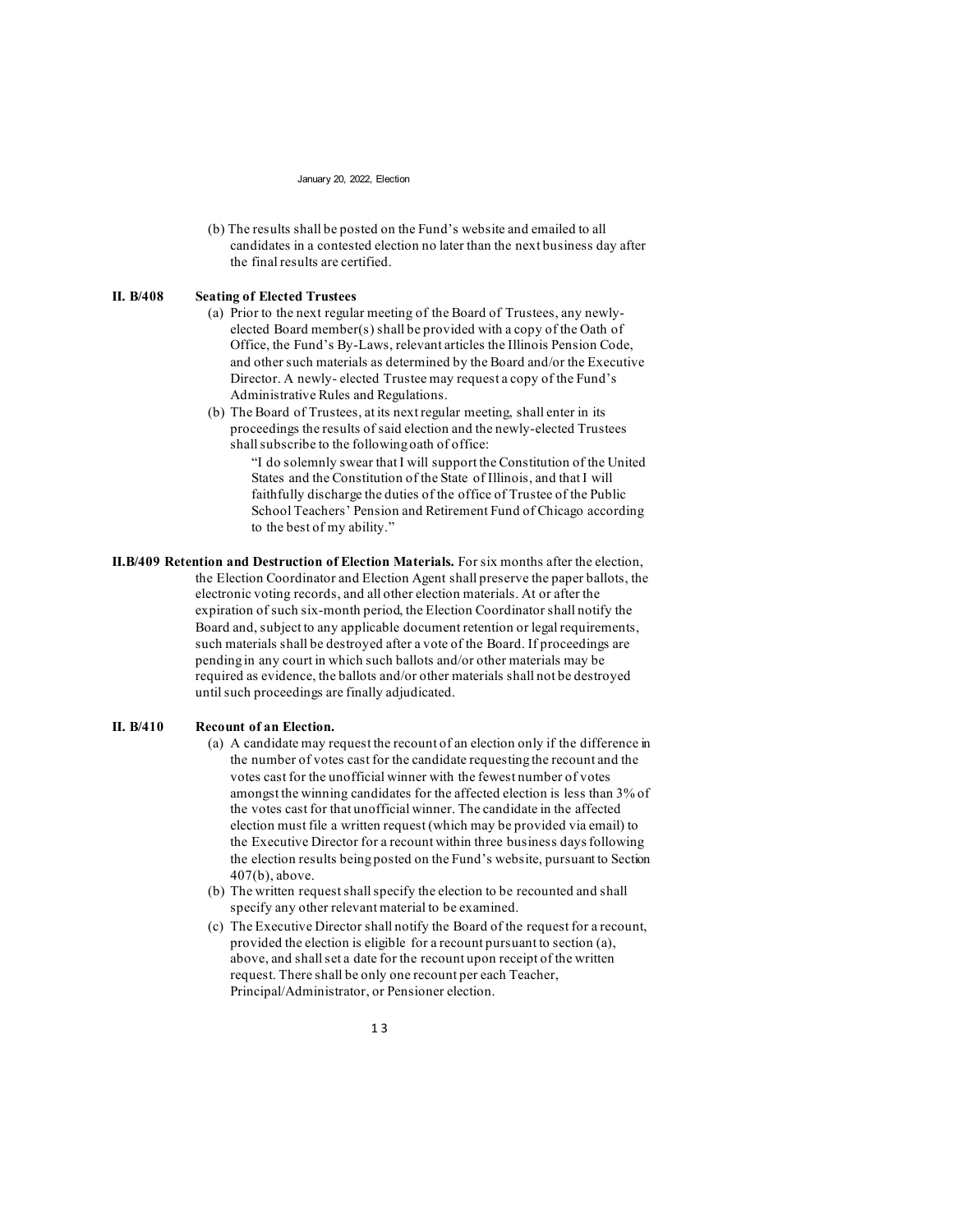(b) The results shall be posted on the Fund's website and emailed to all candidates in a contested election no later than the next business day after the final results are certified.

**II. B/408 Seating of Elected Trustees**

(a) Prior to the next regular meeting of the Board of Trustees, any newly-elected Board member(s) shall be provided with a copy of the Oath of Office, the Fund's By-Laws, relevant articles the Illinois Pension Code, and other such materials as determined by the Board and/or the Executive Director. A newly- elected Trustee may request a copy of the Fund's Administrative Rules and Regulations.

(b) The Board of Trustees, at its next regular meeting, shall enter in its proceedings the results of said election and the newly-elected Trustees shall subscribe to the following oath of office:

> "I do solemnly swear that I will support the Constitution of the United States and the Constitution of the State of Illinois, and that I will faithfully discharge the duties of the office of Trustee of the Public School Teachers' Pension and Retirement Fund of Chicago according to the best of my ability."

**II.B/409 Retention and Destruction of Election Materials.** For six months after the election, the Election Coordinator and Election Agent shall preserve the paper ballots, the electronic voting records, and all other election materials. At or after the expiration of such six-month period, the Election Coordinator shall notify the Board and, subject to any applicable document retention or legal requirements, such materials shall be destroyed after a vote of the Board. If proceedings are pending in any court in which such ballots and/or other materials may be required as evidence, the ballots and/or other materials shall not be destroyed until such proceedings are finally adjudicated.

**II. B/410 Recount of an Election.**

(a) A candidate may request the recount of an election only if the difference in the number of votes cast for the candidate requesting the recount and the votes cast for the unofficial winner with the fewest number of votes amongst the winning candidates for the affected election is less than 3% of the votes cast for that unofficial winner. The candidate in the affected election must file a written request (which may be provided via email) to the Executive Director for a recount within three business days following the election results being posted on the Fund's website, pursuant to Section 407(b), above.

(b) The written request shall specify the election to be recounted and shall specify any other relevant material to be examined.

(c) The Executive Director shall notify the Board of the request for a recount, provided the election is eligible for a recount pursuant to section (a), above, and shall set a date for the recount upon receipt of the written request. There shall be only one recount per each Teacher, Principal/Administrator, or Pensioner election.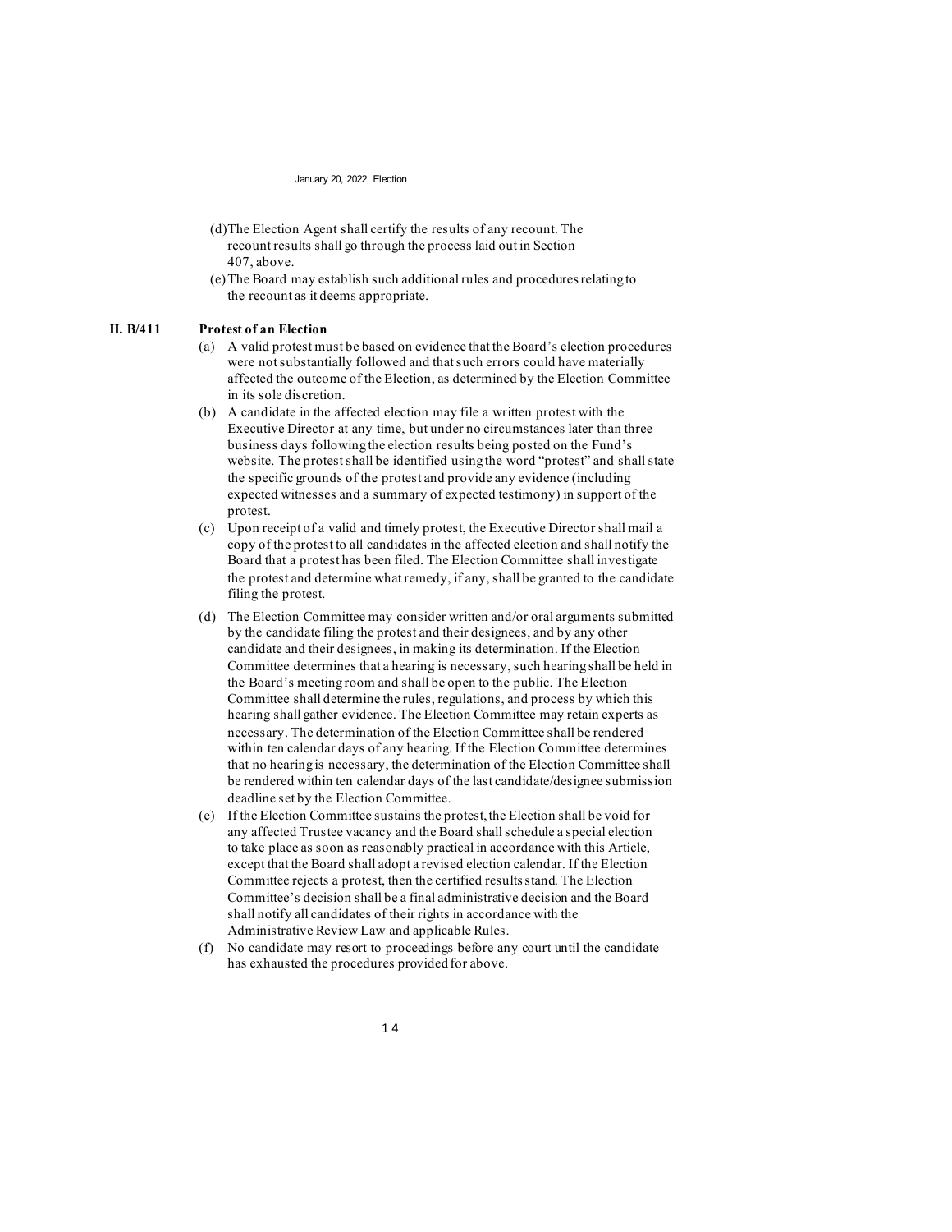(d) The Election Agent shall certify the results of any recount. The recount results shall go through the process laid out in Section 407, above.

(e) The Board may establish such additional rules and procedures relating to the recount as it deems appropriate.

**II. B/411 Protest of an Election**

(a) A valid protest must be based on evidence that the Board's election procedures were not substantially followed and that such errors could have materially affected the outcome of the Election, as determined by the Election Committee in its sole discretion.

(b) A candidate in the affected election may file a written protest with the Executive Director at any time, but under no circumstances later than three business days following the election results being posted on the Fund's website. The protest shall be identified using the word "protest" and shall state the specific grounds of the protest and provide any evidence (including expected witnesses and a summary of expected testimony) in support of the protest.

(c) Upon receipt of a valid and timely protest, the Executive Director shall mail a copy of the protest to all candidates in the affected election and shall notify the Board that a protest has been filed. The Election Committee shall investigate the protest and determine what remedy, if any, shall be granted to the candidate filing the protest.

(d) The Election Committee may consider written and/or oral arguments submitted by the candidate filing the protest and their designees, and by any other candidate and their designees, in making its determination. If the Election Committee determines that a hearing is necessary, such hearing shall be held in the Board's meeting room and shall be open to the public. The Election Committee shall determine the rules, regulations, and process by which this hearing shall gather evidence. The Election Committee may retain experts as necessary. The determination of the Election Committee shall be rendered within ten calendar days of any hearing. If the Election Committee determines that no hearing is necessary, the determination of the Election Committee shall be rendered within ten calendar days of the last candidate/designee submission deadline set by the Election Committee.

(e) If the Election Committee sustains the protest, the Election shall be void for any affected Trustee vacancy and the Board shall schedule a special election to take place as soon as reasonably practical in accordance with this Article, except that the Board shall adopt a revised election calendar. If the Election Committee rejects a protest, then the certified results stand. The Election Committee's decision shall be a final administrative decision and the Board shall notify all candidates of their rights in accordance with the Administrative Review Law and applicable Rules.

(f) No candidate may resort to proceedings before any court until the candidate has exhausted the procedures provided for above.